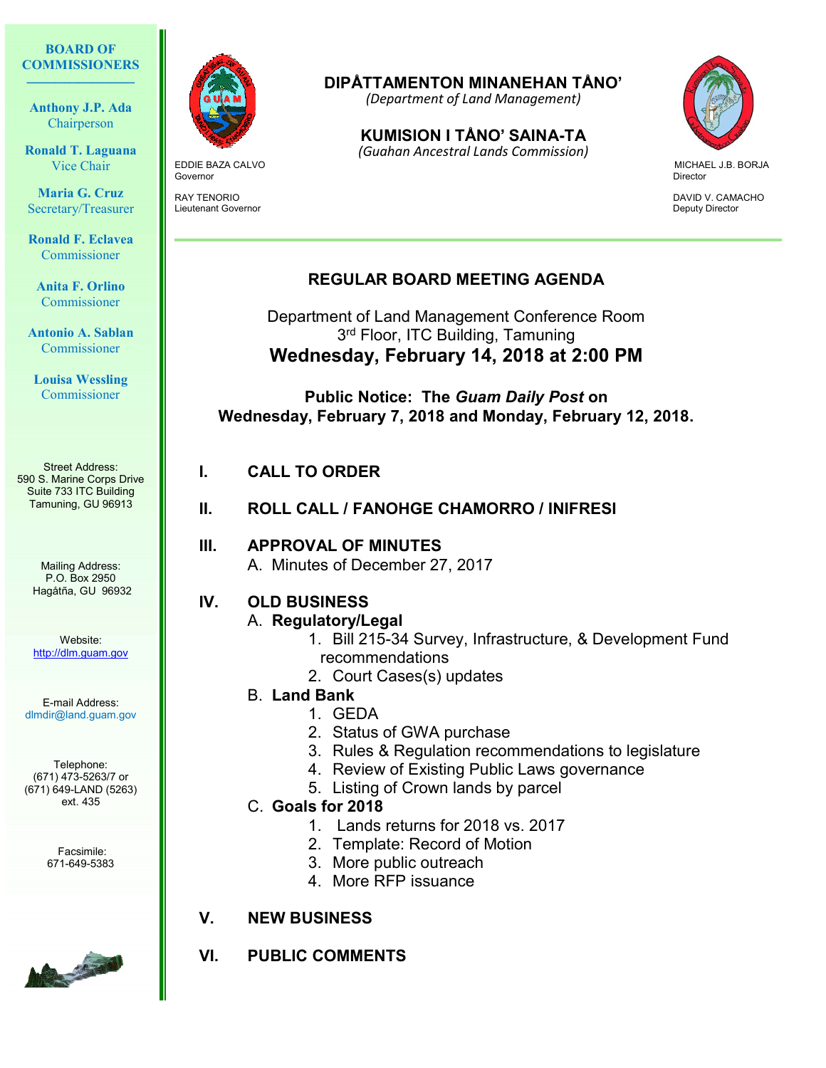**BOARD OF COMMISSIONERS**

**Anthony J.P. Ada**
Chairperson

**Ronald T. Laguana**
Vice Chair

**Maria G. Cruz**
Secretary/Treasurer

**Ronald F. Eclavea**
Commissioner

**Anita F. Orlino**
Commissioner

**Antonio A. Sablan**
Commissioner

**Louisa Wessling**
Commissioner

Street Address:
590 S. Marine Corps Drive
Suite 733 ITC Building
Tamuning, GU 96913

Mailing Address:
P.O. Box 2950
Hagåtña, GU 96932

Website:
http://dlm.guam.gov

E-mail Address:
dlmdir@land.guam.gov

Telephone:
(671) 473-5263/7 or
(671) 649-LAND (5263)
ext. 435

Facsimile:
671-649-5383

**DIPÅTTAMENTON MINANEHAN TÅNO'**
*(Department of Land Management)*

**KUMISION I TÅNO' SAINA-TA**
*(Guahan Ancestral Lands Commission)*

EDDIE BAZA CALVO
Governor

RAY TENORIO
Lieutenant Governor

MICHAEL J.B. BORJA
Director

DAVID V. CAMACHO
Deputy Director

# REGULAR BOARD MEETING AGENDA

Department of Land Management Conference Room
3rd Floor, ITC Building, Tamuning
**Wednesday, February 14, 2018 at 2:00 PM**

**Public Notice: The *Guam Daily Post* on Wednesday, February 7, 2018 and Monday, February 12, 2018.**

**I. CALL TO ORDER**

**II. ROLL CALL / FANOHGE CHAMORRO / INIFRESI**

**III. APPROVAL OF MINUTES**
A. Minutes of December 27, 2017

**IV. OLD BUSINESS**
A. **Regulatory/Legal**
1. Bill 215-34 Survey, Infrastructure, & Development Fund recommendations
2. Court Cases(s) updates

B. **Land Bank**
1. GEDA
2. Status of GWA purchase
3. Rules & Regulation recommendations to legislature
4. Review of Existing Public Laws governance
5. Listing of Crown lands by parcel

C. **Goals for 2018**
1. Lands returns for 2018 vs. 2017
2. Template: Record of Motion
3. More public outreach
4. More RFP issuance

**V. NEW BUSINESS**

**VI. PUBLIC COMMENTS**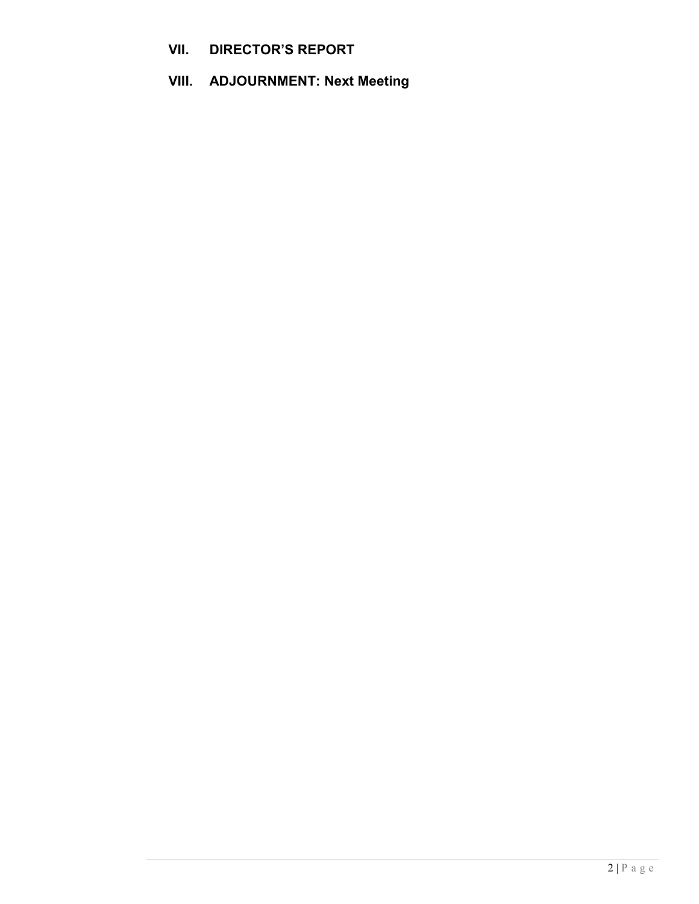**VII. DIRECTOR'S REPORT**

**VIII. ADJOURNMENT: Next Meeting**